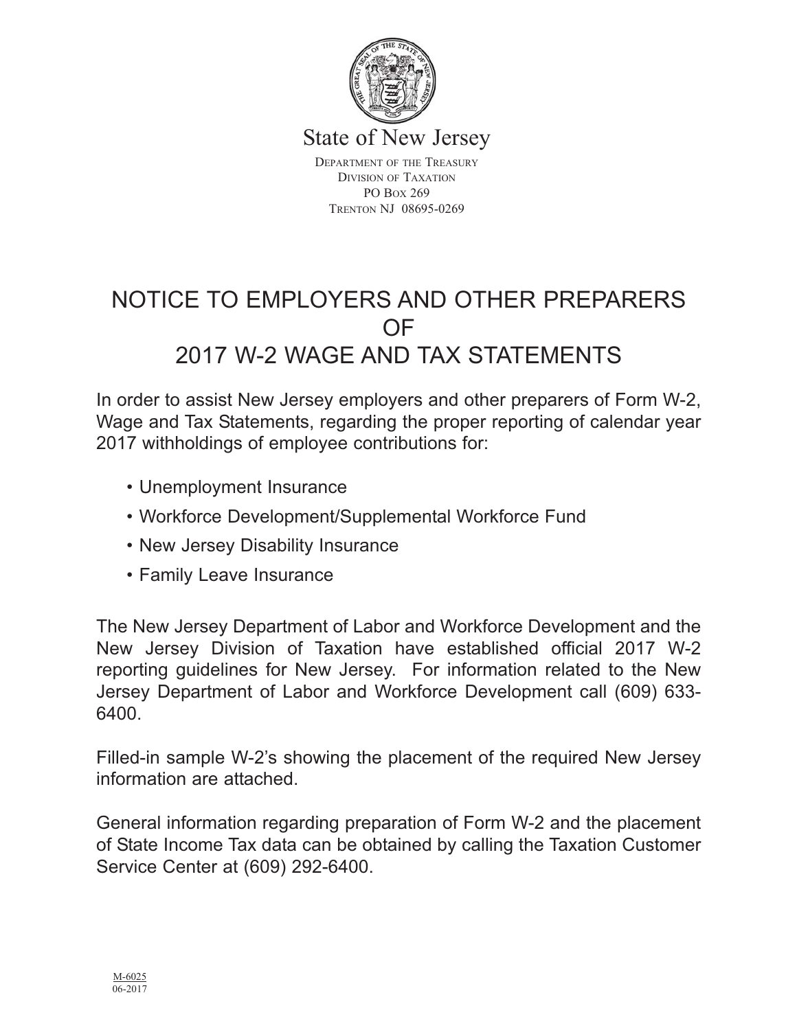State of New Jersey

Department of the Treasury
Division of Taxation
PO Box 269
Trenton NJ 08695-0269

# NOTICE TO EMPLOYERS AND OTHER PREPARERS OF 2017 W-2 WAGE AND TAX STATEMENTS

In order to assist New Jersey employers and other preparers of Form W-2, Wage and Tax Statements, regarding the proper reporting of calendar year 2017 withholdings of employee contributions for:

- Unemployment Insurance
- Workforce Development/Supplemental Workforce Fund
- New Jersey Disability Insurance
- Family Leave Insurance

The New Jersey Department of Labor and Workforce Development and the New Jersey Division of Taxation have established official 2017 W-2 reporting guidelines for New Jersey. For information related to the New Jersey Department of Labor and Workforce Development call (609) 633-6400.

Filled-in sample W-2's showing the placement of the required New Jersey information are attached.

General information regarding preparation of Form W-2 and the placement of State Income Tax data can be obtained by calling the Taxation Customer Service Center at (609) 292-6400.

M-6025
06-2017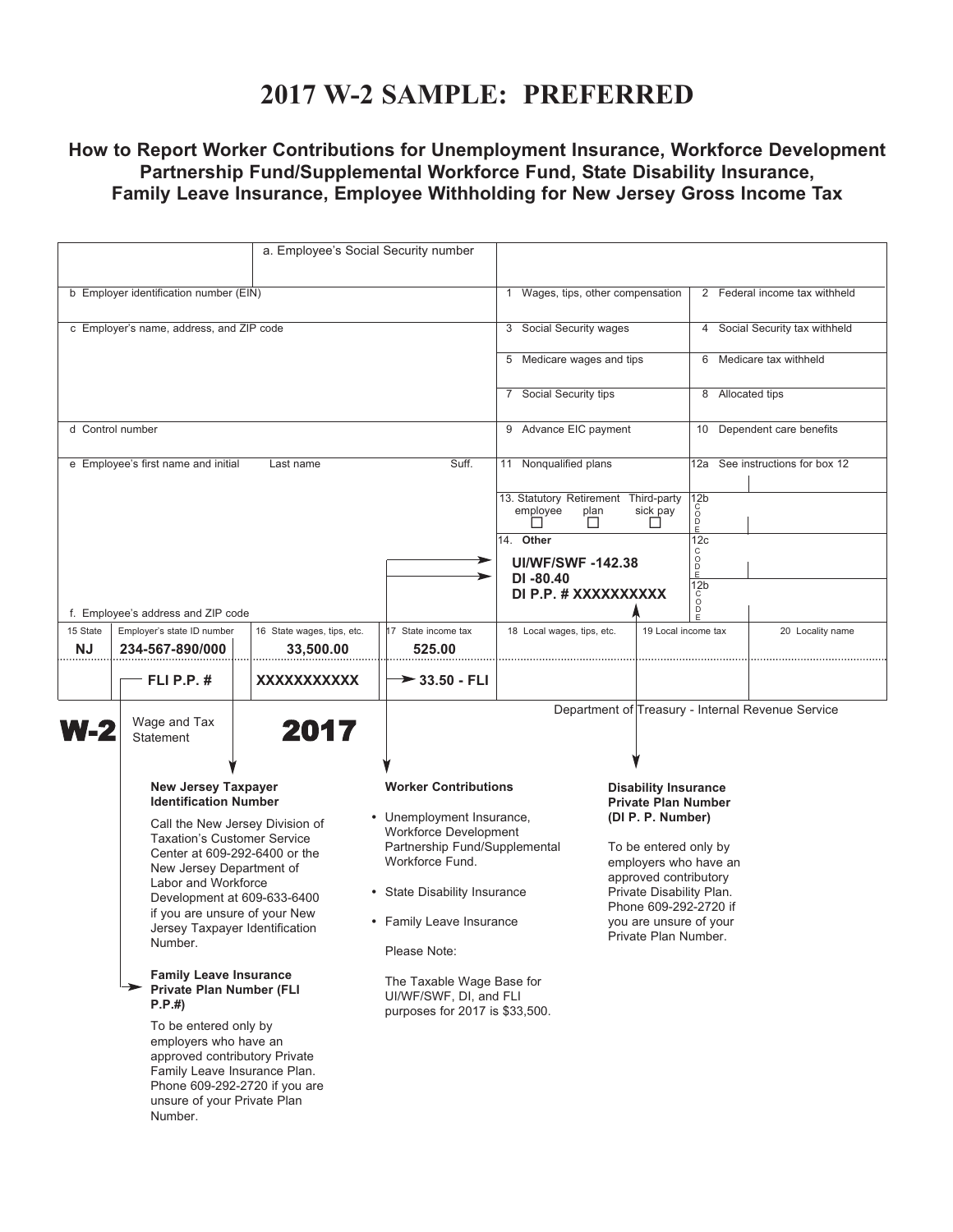# 2017 W-2 SAMPLE: PREFERRED

## How to Report Worker Contributions for Unemployment Insurance, Workforce Development Partnership Fund/Supplemental Workforce Fund, State Disability Insurance, Family Leave Insurance, Employee Withholding for New Jersey Gross Income Tax

| | | | |
|---|---|---|---|
| a. Employee's Social Security number | | | |
| b Employer identification number (EIN) | | 1 Wages, tips, other compensation | 2 Federal income tax withheld |
| c Employer's name, address, and ZIP code | | 3 Social Security wages | 4 Social Security tax withheld |
| | | 5 Medicare wages and tips | 6 Medicare tax withheld |
| | | 7 Social Security tips | 8 Allocated tips |
| d Control number | | 9 Advance EIC payment | 10 Dependent care benefits |
| e Employee's first name and initial | Last name Suff. | 11 Nonqualified plans | 12a See instructions for box 12 |
| | | 13. Statutory employee ☐ Retirement plan ☐ Third-party sick pay ☐ | 12b CODE |
| | | 14. Other<br>**UI/WF/SWF -142.38**<br>**DI -80.40**<br>**DI P.P. # XXXXXXXXX** | 12c CODE<br>12b CODE |
| f. Employee's address and ZIP code | | | |

| 15 State | Employer's state ID number | 16 State wages, tips, etc. | 17 State income tax | 18 Local wages, tips, etc. | 19 Local income tax | 20 Locality name |
|---|---|---|---|---|---|---|
| **NJ** | **234-567-890/000** | **33,500.00** | **525.00** | | | |
| | **FLI P.P. #** | **XXXXXXXXXX** | **33.50 - FLI** | | | |

**W-2** Wage and Tax Statement **2017**

Department of Treasury - Internal Revenue Service

**New Jersey Taxpayer Identification Number**

Call the New Jersey Division of Taxation's Customer Service Center at 609-292-6400 or the New Jersey Department of Labor and Workforce Development at 609-633-6400 if you are unsure of your New Jersey Taxpayer Identification Number.

**Family Leave Insurance Private Plan Number (FLI P.P.#)**

To be entered only by employers who have an approved contributory Private Family Leave Insurance Plan. Phone 609-292-2720 if you are unsure of your Private Plan Number.

**Worker Contributions**

- Unemployment Insurance, Workforce Development Partnership Fund/Supplemental Workforce Fund.
- State Disability Insurance
- Family Leave Insurance

Please Note:

The Taxable Wage Base for UI/WF/SWF, DI, and FLI purposes for 2017 is $33,500.

**Disability Insurance Private Plan Number (DI P. P. Number)**

To be entered only by employers who have an approved contributory Private Disability Plan. Phone 609-292-2720 if you are unsure of your Private Plan Number.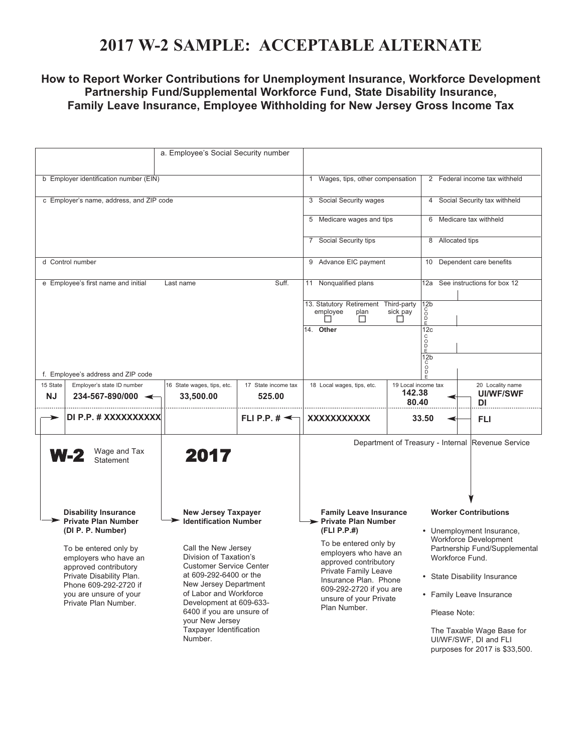# 2017 W-2 SAMPLE: ACCEPTABLE ALTERNATE

## How to Report Worker Contributions for Unemployment Insurance, Workforce Development Partnership Fund/Supplemental Workforce Fund, State Disability Insurance, Family Leave Insurance, Employee Withholding for New Jersey Gross Income Tax

| | a. Employee's Social Security number | | |
|---|---|---|---|
| b Employer identification number (EIN) | | 1 Wages, tips, other compensation | 2 Federal income tax withheld |
| c Employer's name, address, and ZIP code | | 3 Social Security wages | 4 Social Security tax withheld |
| | | 5 Medicare wages and tips | 6 Medicare tax withheld |
| | | 7 Social Security tips | 8 Allocated tips |
| d Control number | | 9 Advance EIC payment | 10 Dependent care benefits |
| e Employee's first name and initial / Last name / Suff. | | 11 Nonqualified plans | 12a See instructions for box 12 |
| | | 13. Statutory employee ☐ Retirement plan ☐ Third-party sick pay ☐ | 12b CODE |
| | | 14. **Other** | 12c CODE |
| f. Employee's address and ZIP code | | | 12b CODE |

| 15 State | Employer's state ID number | 16 State wages, tips, etc. | 17 State income tax | 18 Local wages, tips, etc. | 19 Local income tax | 20 Locality name |
|---|---|---|---|---|---|---|
| **NJ** | **234-567-890/000** | **33,500.00** | **525.00** | | **142.38** | **UI/WF/SWF** |
| | | | | | **80.40** | **DI** |
| | **DI P.P. # XXXXXXXXXX** | | **FLI P.P. #** | **XXXXXXXXXXX** | **33.50** | **FLI** |

**W-2** Wage and Tax Statement **2017**

Department of Treasury - Internal Revenue Service

**Disability Insurance Private Plan Number (DI P. P. Number)**

To be entered only by employers who have an approved contributory Private Disability Plan. Phone 609-292-2720 if you are unsure of your Private Plan Number.

**New Jersey Taxpayer Identification Number**

Call the New Jersey Division of Taxation's Customer Service Center at 609-292-6400 or the New Jersey Department of Labor and Workforce Development at 609-633-6400 if you are unsure of your New Jersey Taxpayer Identification Number.

**Family Leave Insurance Private Plan Number (FLI P.P.#)**

To be entered only by employers who have an approved contributory Private Family Leave Insurance Plan. Phone 609-292-2720 if you are unsure of your Private Plan Number.

**Worker Contributions**

- Unemployment Insurance, Workforce Development Partnership Fund/Supplemental Workforce Fund.
- State Disability Insurance
- Family Leave Insurance

Please Note:

The Taxable Wage Base for UI/WF/SWF, DI and FLI purposes for 2017 is $33,500.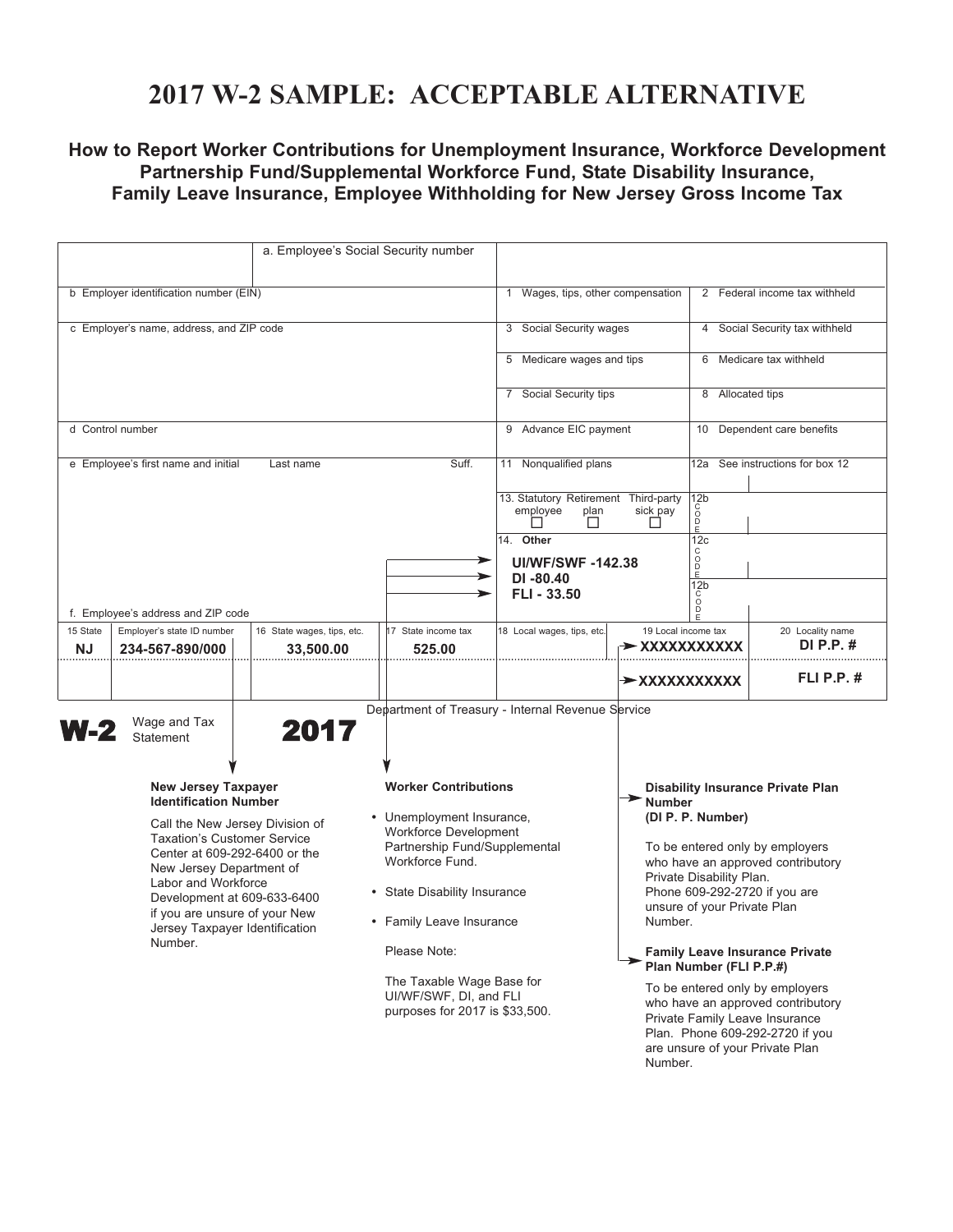# 2017 W-2 SAMPLE: ACCEPTABLE ALTERNATIVE

### How to Report Worker Contributions for Unemployment Insurance, Workforce Development Partnership Fund/Supplemental Workforce Fund, State Disability Insurance, Family Leave Insurance, Employee Withholding for New Jersey Gross Income Tax

| | |
|---|---|
| a. Employee's Social Security number | |
| b Employer identification number (EIN) | 1 Wages, tips, other compensation / 2 Federal income tax withheld |
| c Employer's name, address, and ZIP code | 3 Social Security wages / 4 Social Security tax withheld |
| | 5 Medicare wages and tips / 6 Medicare tax withheld |
| | 7 Social Security tips / 8 Allocated tips |
| d Control number | 9 Advance EIC payment / 10 Dependent care benefits |
| e Employee's first name and initial / Last name / Suff. | 11 Nonqualified plans / 12a See instructions for box 12 |
| | 13. Statutory employee / Retirement plan / Third-party sick pay / 12b CODE |
| | 14. Other: **UI/WF/SWF -142.38**, **DI -80.40**, **FLI - 33.50** / 12c CODE / 12b CODE |
| f. Employee's address and ZIP code | |

| 15 State | Employer's state ID number | 16 State wages, tips, etc. | 17 State income tax | 18 Local wages, tips, etc. | 19 Local income tax | 20 Locality name |
|---|---|---|---|---|---|---|
| **NJ** | **234-567-890/000** | **33,500.00** | **525.00** | | **XXXXXXXXXXX** | **DI P.P. #** |
| | | | | | **XXXXXXXXXXX** | **FLI P.P. #** |

**W-2** Wage and Tax Statement **2017**

Department of Treasury - Internal Revenue Service

**New Jersey Taxpayer Identification Number**

Call the New Jersey Division of Taxation's Customer Service Center at 609-292-6400 or the New Jersey Department of Labor and Workforce Development at 609-633-6400 if you are unsure of your New Jersey Taxpayer Identification Number.

**Worker Contributions**

- Unemployment Insurance, Workforce Development Partnership Fund/Supplemental Workforce Fund.
- State Disability Insurance
- Family Leave Insurance

Please Note:

The Taxable Wage Base for UI/WF/SWF, DI, and FLI purposes for 2017 is $33,500.

**Disability Insurance Private Plan Number (DI P. P. Number)**

To be entered only by employers who have an approved contributory Private Disability Plan. Phone 609-292-2720 if you are unsure of your Private Plan Number.

**Family Leave Insurance Private Plan Number (FLI P.P.#)**

To be entered only by employers who have an approved contributory Private Family Leave Insurance Plan. Phone 609-292-2720 if you are unsure of your Private Plan Number.